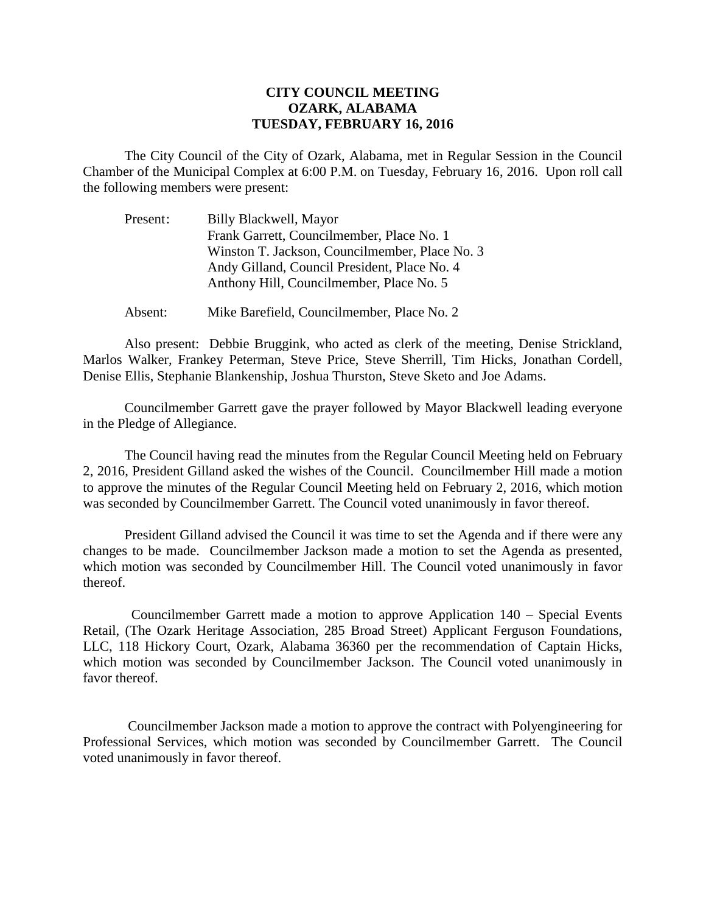# CITY COUNCIL MEETING
## OZARK, ALABAMA
## TUESDAY, FEBRUARY 16, 2016

The City Council of the City of Ozark, Alabama, met in Regular Session in the Council Chamber of the Municipal Complex at 6:00 P.M. on Tuesday, February 16, 2016. Upon roll call the following members were present:

| | |
|---|---|
| Present: | Billy Blackwell, Mayor |
| | Frank Garrett, Councilmember, Place No. 1 |
| | Winston T. Jackson, Councilmember, Place No. 3 |
| | Andy Gilland, Council President, Place No. 4 |
| | Anthony Hill, Councilmember, Place No. 5 |
| Absent: | Mike Barefield, Councilmember, Place No. 2 |

Also present: Debbie Bruggink, who acted as clerk of the meeting, Denise Strickland, Marlos Walker, Frankey Peterman, Steve Price, Steve Sherrill, Tim Hicks, Jonathan Cordell, Denise Ellis, Stephanie Blankenship, Joshua Thurston, Steve Sketo and Joe Adams.

Councilmember Garrett gave the prayer followed by Mayor Blackwell leading everyone in the Pledge of Allegiance.

The Council having read the minutes from the Regular Council Meeting held on February 2, 2016, President Gilland asked the wishes of the Council. Councilmember Hill made a motion to approve the minutes of the Regular Council Meeting held on February 2, 2016, which motion was seconded by Councilmember Garrett. The Council voted unanimously in favor thereof.

President Gilland advised the Council it was time to set the Agenda and if there were any changes to be made. Councilmember Jackson made a motion to set the Agenda as presented, which motion was seconded by Councilmember Hill. The Council voted unanimously in favor thereof.

Councilmember Garrett made a motion to approve Application 140 – Special Events Retail, (The Ozark Heritage Association, 285 Broad Street) Applicant Ferguson Foundations, LLC, 118 Hickory Court, Ozark, Alabama 36360 per the recommendation of Captain Hicks, which motion was seconded by Councilmember Jackson. The Council voted unanimously in favor thereof.

Councilmember Jackson made a motion to approve the contract with Polyengineering for Professional Services, which motion was seconded by Councilmember Garrett. The Council voted unanimously in favor thereof.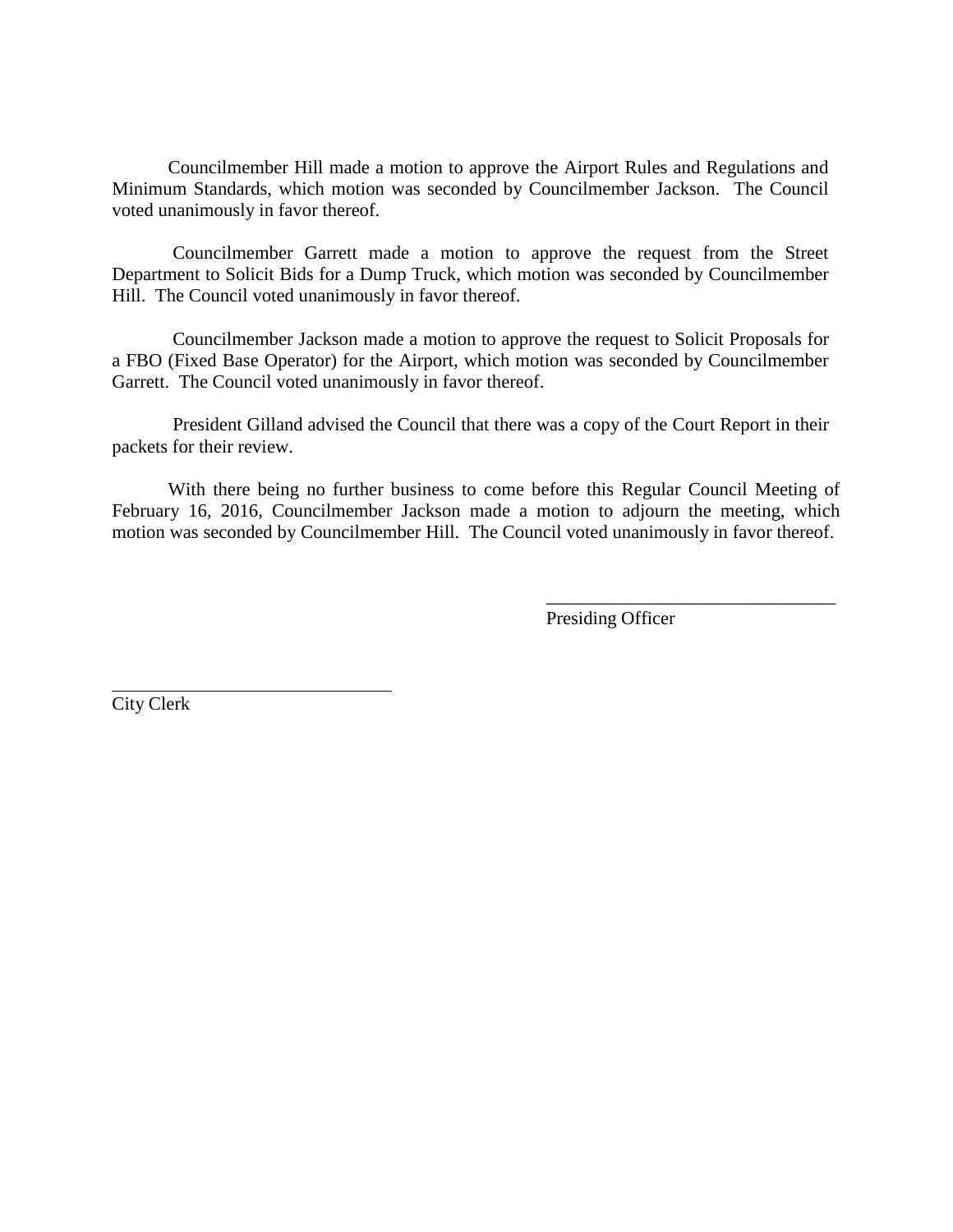Councilmember Hill made a motion to approve the Airport Rules and Regulations and Minimum Standards, which motion was seconded by Councilmember Jackson. The Council voted unanimously in favor thereof.

Councilmember Garrett made a motion to approve the request from the Street Department to Solicit Bids for a Dump Truck, which motion was seconded by Councilmember Hill. The Council voted unanimously in favor thereof.

Councilmember Jackson made a motion to approve the request to Solicit Proposals for a FBO (Fixed Base Operator) for the Airport, which motion was seconded by Councilmember Garrett. The Council voted unanimously in favor thereof.

President Gilland advised the Council that there was a copy of the Court Report in their packets for their review.

With there being no further business to come before this Regular Council Meeting of February 16, 2016, Councilmember Jackson made a motion to adjourn the meeting, which motion was seconded by Councilmember Hill. The Council voted unanimously in favor thereof.

\_\_\_\_\_\_\_\_\_\_\_\_\_\_\_\_\_\_\_\_\_\_\_\_\_\_\_\_\_\_\_
Presiding Officer

\_\_\_\_\_\_\_\_\_\_\_\_\_\_\_\_\_\_\_\_\_\_\_\_\_\_\_\_\_\_\_
City Clerk